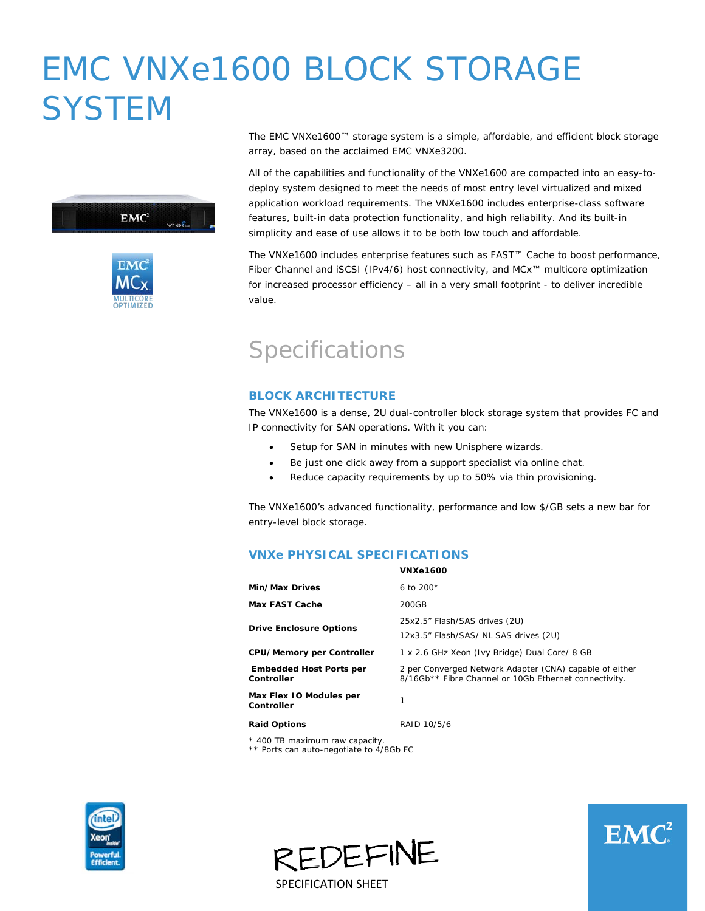# EMC VNXe1600 BLOCK STORAGE SYSTEM

The EMC VNXe1600™ storage system is a simple, affordable, and efficient block storage array, based on the acclaimed EMC VNXe3200.

All of the capabilities and functionality of the VNXe1600 are compacted into an easy-to-deploy system designed to meet the needs of most entry level virtualized and mixed application workload requirements. The VNXe1600 includes enterprise-class software features, built-in data protection functionality, and high reliability. And its built-in simplicity and ease of use allows it to be both low touch and affordable.

The VNXe1600 includes enterprise features such as FAST™ Cache to boost performance, Fiber Channel and iSCSI (IPv4/6) host connectivity, and MCx™ multicore optimization for increased processor efficiency – all in a very small footprint - to deliver incredible value.

## Specifications

### BLOCK ARCHITECTURE

The VNXe1600 is a dense, 2U dual-controller block storage system that provides FC and IP connectivity for SAN operations. With it you can:

- Setup for SAN in minutes with new Unisphere wizards.
- Be just one click away from a support specialist via online chat.
- Reduce capacity requirements by up to 50% via thin provisioning.

The VNXe1600's advanced functionality, performance and low $/GB sets a new bar for entry-level block storage.

### VNXe PHYSICAL SPECIFICATIONS

| | VNXe1600 |
|---|---|
| **Min/Max Drives** | 6 to 200* |
| **Max FAST Cache** | 200GB |
| **Drive Enclosure Options** | 25x2.5" Flash/SAS drives (2U)<br>12x3.5" Flash/SAS/ NL SAS drives (2U) |
| **CPU/Memory per Controller** | 1 x 2.6 GHz Xeon (Ivy Bridge) Dual Core/ 8 GB |
| **Embedded Host Ports per Controller** | 2 per Converged Network Adapter (CNA) capable of either 8/16Gb** Fibre Channel or 10Gb Ethernet connectivity. |
| **Max Flex IO Modules per Controller** | 1 |
| **Raid Options** | RAID 10/5/6 |

\* 400 TB maximum raw capacity.
\** Ports can auto-negotiate to 4/8Gb FC

REDEFINE

SPECIFICATION SHEET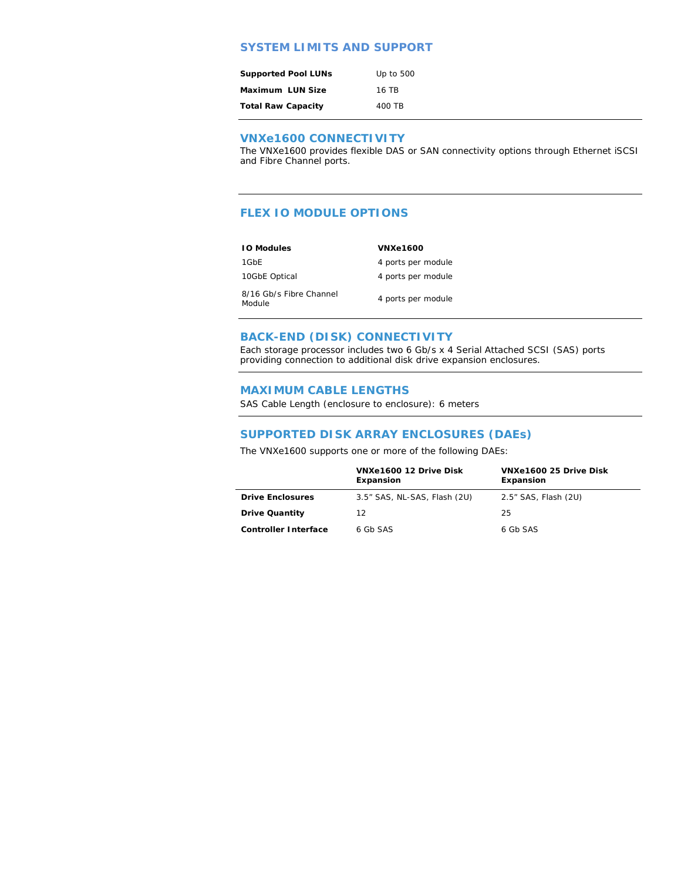## SYSTEM LIMITS AND SUPPORT

| | |
|---|---|
| **Supported Pool LUNs** | Up to 500 |
| **Maximum LUN Size** | 16 TB |
| **Total Raw Capacity** | 400 TB |

## VNXe1600 CONNECTIVITY

The VNXe1600 provides flexible DAS or SAN connectivity options through Ethernet iSCSI and Fibre Channel ports.

## FLEX IO MODULE OPTIONS

| **IO Modules** | **VNXe1600** |
|---|---|
| 1GbE | 4 ports per module |
| 10GbE Optical | 4 ports per module |
| 8/16 Gb/s Fibre Channel Module | 4 ports per module |

## BACK-END (DISK) CONNECTIVITY

Each storage processor includes two 6 Gb/s x 4 Serial Attached SCSI (SAS) ports providing connection to additional disk drive expansion enclosures.

## MAXIMUM CABLE LENGTHS

SAS Cable Length (enclosure to enclosure): 6 meters

## SUPPORTED DISK ARRAY ENCLOSURES (DAEs)

The VNXe1600 supports one or more of the following DAEs:

| | **VNXe1600 12 Drive Disk Expansion** | **VNXe1600 25 Drive Disk Expansion** |
|---|---|---|
| **Drive Enclosures** | 3.5" SAS, NL-SAS, Flash (2U) | 2.5" SAS, Flash (2U) |
| **Drive Quantity** | 12 | 25 |
| **Controller Interface** | 6 Gb SAS | 6 Gb SAS |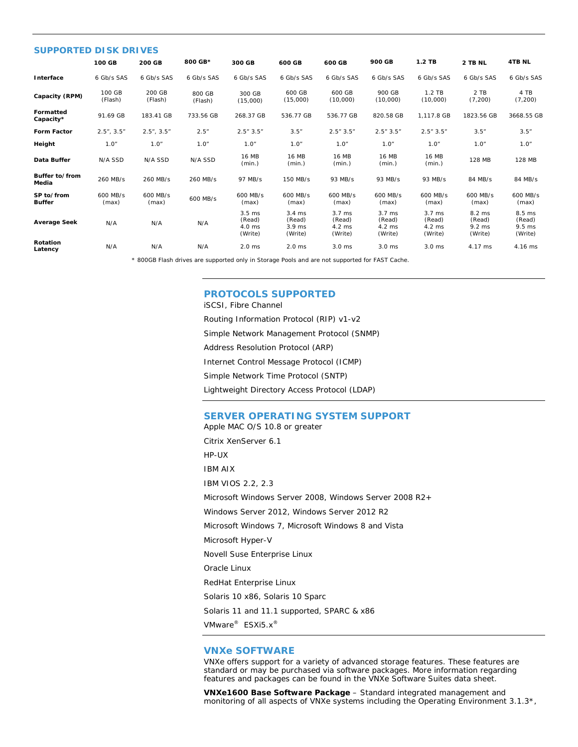## SUPPORTED DISK DRIVES

| | 100 GB | 200 GB | 800 GB* | 300 GB | 600 GB | 600 GB | 900 GB | 1.2 TB | 2 TB NL | 4TB NL |
|---|---|---|---|---|---|---|---|---|---|---|
| **Interface** | 6 Gb/s SAS | 6 Gb/s SAS | 6 Gb/s SAS | 6 Gb/s SAS | 6 Gb/s SAS | 6 Gb/s SAS | 6 Gb/s SAS | 6 Gb/s SAS | 6 Gb/s SAS | 6 Gb/s SAS |
| **Capacity (RPM)** | 100 GB (Flash) | 200 GB (Flash) | 800 GB (Flash) | 300 GB (15,000) | 600 GB (15,000) | 600 GB (10,000) | 900 GB (10,000) | 1.2 TB (10,000) | 2 TB (7,200) | 4 TB (7,200) |
| **Formatted Capacity*** | 91.69 GB | 183.41 GB | 733.56 GB | 268.37 GB | 536.77 GB | 536.77 GB | 820.58 GB | 1,117.8 GB | 1823.56 GB | 3668.55 GB |
| **Form Factor** | 2.5”, 3.5” | 2.5”, 3.5” | 2.5” | 2.5” 3.5” | 3.5” | 2.5” 3.5” | 2.5” 3.5” | 2.5” 3.5” | 3.5” | 3.5” |
| **Height** | 1.0” | 1.0” | 1.0” | 1.0” | 1.0” | 1.0” | 1.0” | 1.0” | 1.0” | 1.0” |
| **Data Buffer** | N/A SSD | N/A SSD | N/A SSD | 16 MB (min.) | 16 MB (min.) | 16 MB (min.) | 16 MB (min.) | 16 MB (min.) | 128 MB | 128 MB |
| **Buffer to/from Media** | 260 MB/s | 260 MB/s | 260 MB/s | 97 MB/s | 150 MB/s | 93 MB/s | 93 MB/s | 93 MB/s | 84 MB/s | 84 MB/s |
| **SP to/from Buffer** | 600 MB/s (max) | 600 MB/s (max) | 600 MB/s | 600 MB/s (max) | 600 MB/s (max) | 600 MB/s (max) | 600 MB/s (max) | 600 MB/s (max) | 600 MB/s (max) | 600 MB/s (max) |
| **Average Seek** | N/A | N/A | N/A | 3.5 ms (Read) 4.0 ms (Write) | 3.4 ms (Read) 3.9 ms (Write) | 3.7 ms (Read) 4.2 ms (Write) | 3.7 ms (Read) 4.2 ms (Write) | 3.7 ms (Read) 4.2 ms (Write) | 8.2 ms (Read) 9.2 ms (Write) | 8.5 ms (Read) 9.5 ms (Write) |
| **Rotation Latency** | N/A | N/A | N/A | 2.0 ms | 2.0 ms | 3.0 ms | 3.0 ms | 3.0 ms | 4.17 ms | 4.16 ms |

* 800GB Flash drives are supported only in Storage Pools and are not supported for FAST Cache.

## PROTOCOLS SUPPORTED

iSCSI, Fibre Channel

Routing Information Protocol (RIP) v1-v2

Simple Network Management Protocol (SNMP)

Address Resolution Protocol (ARP)

Internet Control Message Protocol (ICMP)

Simple Network Time Protocol (SNTP)

Lightweight Directory Access Protocol (LDAP)

## SERVER OPERATING SYSTEM SUPPORT

Apple MAC O/S 10.8 or greater

Citrix XenServer 6.1

HP-UX

IBM AIX

IBM VIOS 2.2, 2.3

Microsoft Windows Server 2008, Windows Server 2008 R2+

Windows Server 2012, Windows Server 2012 R2

Microsoft Windows 7, Microsoft Windows 8 and Vista

Microsoft Hyper-V

Novell Suse Enterprise Linux

Oracle Linux

RedHat Enterprise Linux

Solaris 10 x86, Solaris 10 Sparc

Solaris 11 and 11.1 supported, SPARC & x86

VMware® ESXi5.x®

## VNXe SOFTWARE

VNXe offers support for a variety of advanced storage features. These features are standard or may be purchased via software packages. More information regarding features and packages can be found in the VNXe Software Suites data sheet.

**VNXe1600 Base Software Package** – Standard integrated management and monitoring of all aspects of VNXe systems including the Operating Environment 3.1.3*,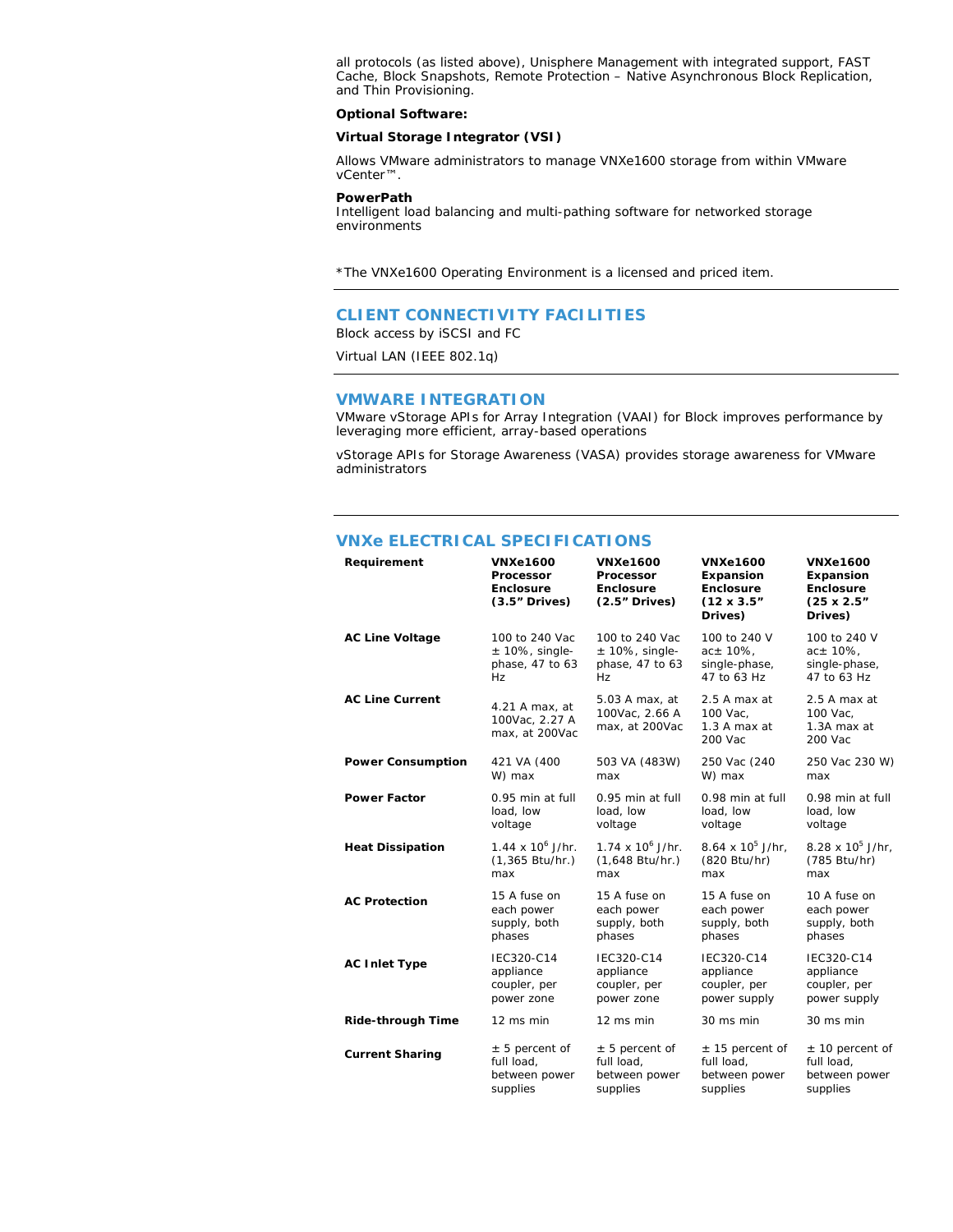all protocols (as listed above), Unisphere Management with integrated support, FAST Cache, Block Snapshots, Remote Protection – Native Asynchronous Block Replication, and Thin Provisioning.

**Optional Software:**

**Virtual Storage Integrator (VSI)**

Allows VMware administrators to manage VNXe1600 storage from within VMware vCenter™.

**PowerPath**
Intelligent load balancing and multi-pathing software for networked storage environments

*The VNXe1600 Operating Environment is a licensed and priced item.

## CLIENT CONNECTIVITY FACILITIES

Block access by iSCSI and FC

Virtual LAN (IEEE 802.1q)

## VMWARE INTEGRATION

VMware vStorage APIs for Array Integration (VAAI) for Block improves performance by leveraging more efficient, array-based operations

vStorage APIs for Storage Awareness (VASA) provides storage awareness for VMware administrators

## VNXe ELECTRICAL SPECIFICATIONS

| Requirement | VNXe1600 Processor Enclosure (3.5" Drives) | VNXe1600 Processor Enclosure (2.5" Drives) | VNXe1600 Expansion Enclosure (12 x 3.5" Drives) | VNXe1600 Expansion Enclosure (25 x 2.5" Drives) |
|---|---|---|---|---|
| **AC Line Voltage** | 100 to 240 Vac ± 10%, single-phase, 47 to 63 Hz | 100 to 240 Vac ± 10%, single-phase, 47 to 63 Hz | 100 to 240 V ac± 10%, single-phase, 47 to 63 Hz | 100 to 240 V ac± 10%, single-phase, 47 to 63 Hz |
| **AC Line Current** | 4.21 A max, at 100Vac, 2.27 A max, at 200Vac | 5.03 A max, at 100Vac, 2.66 A max, at 200Vac | 2.5 A max at 100 Vac, 1.3 A max at 200 Vac | 2.5 A max at 100 Vac, 1.3A max at 200 Vac |
| **Power Consumption** | 421 VA (400 W) max | 503 VA (483W) max | 250 Vac (240 W) max | 250 Vac 230 W) max |
| **Power Factor** | 0.95 min at full load, low voltage | 0.95 min at full load, low voltage | 0.98 min at full load, low voltage | 0.98 min at full load, low voltage |
| **Heat Dissipation** | $1.44 \times 10^6$ J/hr. (1,365 Btu/hr.) max | $1.74 \times 10^6$ J/hr. (1,648 Btu/hr.) max | $8.64 \times 10^5$ J/hr, (820 Btu/hr) max | $8.28 \times 10^5$ J/hr, (785 Btu/hr) max |
| **AC Protection** | 15 A fuse on each power supply, both phases | 15 A fuse on each power supply, both phases | 15 A fuse on each power supply, both phases | 10 A fuse on each power supply, both phases |
| **AC Inlet Type** | IEC320-C14 appliance coupler, per power zone | IEC320-C14 appliance coupler, per power zone | IEC320-C14 appliance coupler, per power supply | IEC320-C14 appliance coupler, per power supply |
| **Ride-through Time** | 12 ms min | 12 ms min | 30 ms min | 30 ms min |
| **Current Sharing** | ± 5 percent of full load, between power supplies | ± 5 percent of full load, between power supplies | ± 15 percent of full load, between power supplies | ± 10 percent of full load, between power supplies |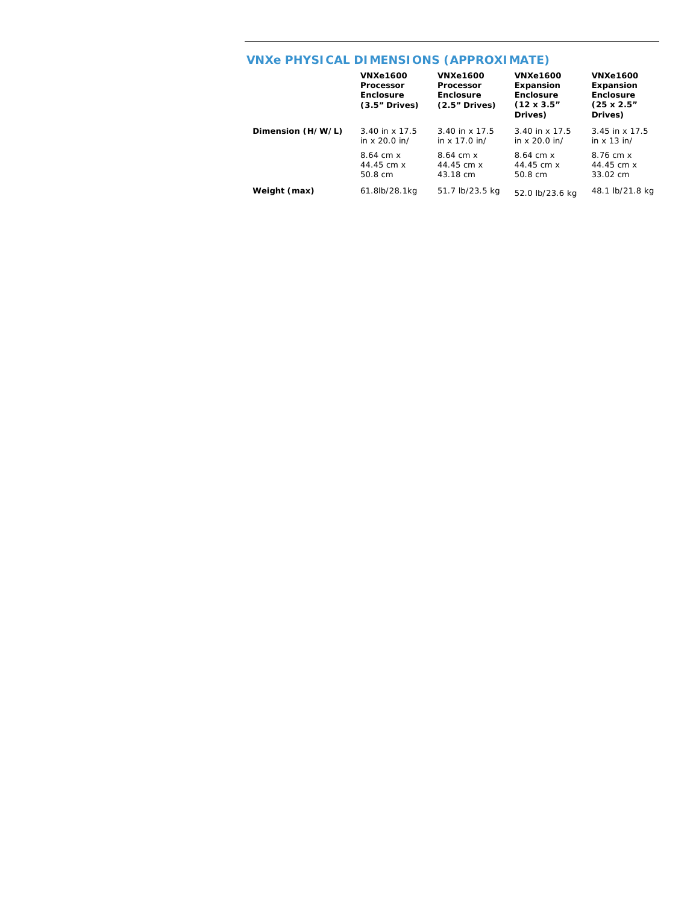## VNXe PHYSICAL DIMENSIONS (APPROXIMATE)

| | VNXe1600 Processor Enclosure (3.5" Drives) | VNXe1600 Processor Enclosure (2.5" Drives) | VNXe1600 Expansion Enclosure (12 x 3.5" Drives) | VNXe1600 Expansion Enclosure (25 x 2.5" Drives) |
|---|---|---|---|---|
| **Dimension (H/W/L)** | 3.40 in x 17.5 in x 20.0 in/ 8.64 cm x 44.45 cm x 50.8 cm | 3.40 in x 17.5 in x 17.0 in/ 8.64 cm x 44.45 cm x 43.18 cm | 3.40 in x 17.5 in x 20.0 in/ 8.64 cm x 44.45 cm x 50.8 cm | 3.45 in x 17.5 in x 13 in/ 8.76 cm x 44.45 cm x 33.02 cm |
| **Weight (max)** | 61.8lb/28.1kg | 51.7 lb/23.5 kg | 52.0 lb/23.6 kg | 48.1 lb/21.8 kg |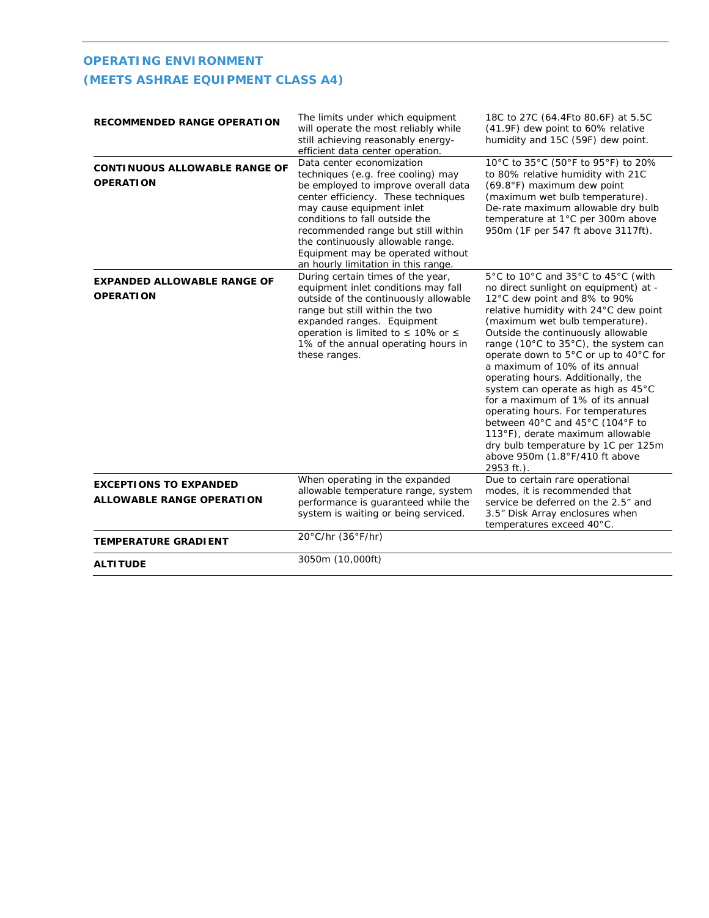## OPERATING ENVIRONMENT
## (MEETS ASHRAE EQUIPMENT CLASS A4)

| | | |
|---|---|---|
| **RECOMMENDED RANGE OPERATION** | The limits under which equipment will operate the most reliably while still achieving reasonably energy-efficient data center operation. | 18C to 27C (64.4Fto 80.6F) at 5.5C (41.9F) dew point to 60% relative humidity and 15C (59F) dew point. |
| **CONTINUOUS ALLOWABLE RANGE OF OPERATION** | Data center economization techniques (e.g. free cooling) may be employed to improve overall data center efficiency. These techniques may cause equipment inlet conditions to fall outside the recommended range but still within the continuously allowable range. Equipment may be operated without an hourly limitation in this range. | 10°C to 35°C (50°F to 95°F) to 20% to 80% relative humidity with 21C (69.8°F) maximum dew point (maximum wet bulb temperature). De-rate maximum allowable dry bulb temperature at 1°C per 300m above 950m (1F per 547 ft above 3117ft). |
| **EXPANDED ALLOWABLE RANGE OF OPERATION** | During certain times of the year, equipment inlet conditions may fall outside of the continuously allowable range but still within the two expanded ranges. Equipment operation is limited to ≤ 10% or ≤ 1% of the annual operating hours in these ranges. | 5°C to 10°C and 35°C to 45°C (with no direct sunlight on equipment) at -12°C dew point and 8% to 90% relative humidity with 24°C dew point (maximum wet bulb temperature). Outside the continuously allowable range (10°C to 35°C), the system can operate down to 5°C or up to 40°C for a maximum of 10% of its annual operating hours. Additionally, the system can operate as high as 45°C for a maximum of 1% of its annual operating hours. For temperatures between 40°C and 45°C (104°F to 113°F), derate maximum allowable dry bulb temperature by 1C per 125m above 950m (1.8°F/410 ft above 2953 ft.). |
| **EXCEPTIONS TO EXPANDED ALLOWABLE RANGE OPERATION** | When operating in the expanded allowable temperature range, system performance is guaranteed while the system is waiting or being serviced. | Due to certain rare operational modes, it is recommended that service be deferred on the 2.5" and 3.5" Disk Array enclosures when temperatures exceed 40°C. |
| **TEMPERATURE GRADIENT** | 20°C/hr (36°F/hr) | |
| **ALTITUDE** | 3050m (10,000ft) | |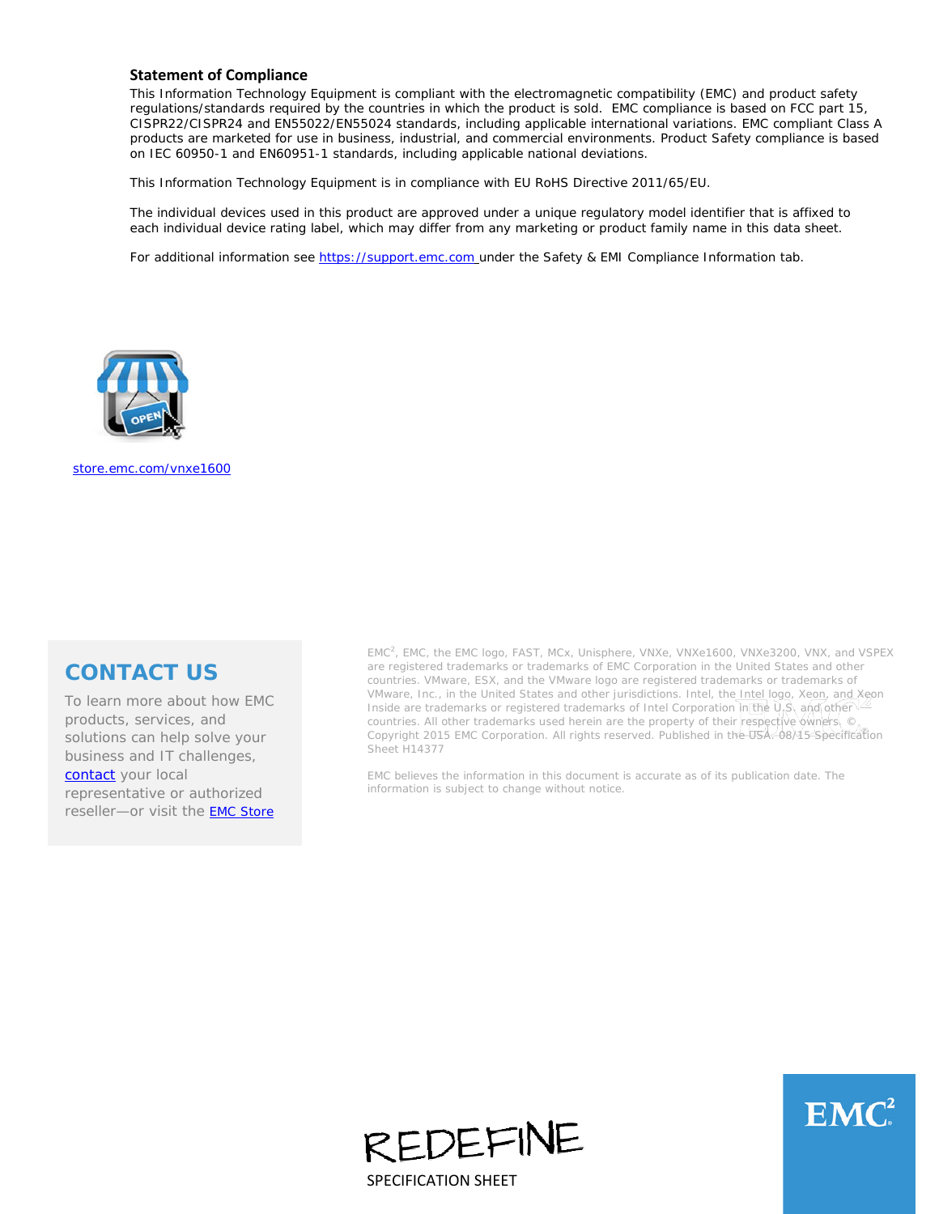## Statement of Compliance

This Information Technology Equipment is compliant with the electromagnetic compatibility (EMC) and product safety regulations/standards required by the countries in which the product is sold. EMC compliance is based on FCC part 15, CISPR22/CISPR24 and EN55022/EN55024 standards, including applicable international variations. EMC compliant Class A products are marketed for use in business, industrial, and commercial environments. Product Safety compliance is based on IEC 60950-1 and EN60951-1 standards, including applicable national deviations.

This Information Technology Equipment is in compliance with EU RoHS Directive 2011/65/EU.

The individual devices used in this product are approved under a unique regulatory model identifier that is affixed to each individual device rating label, which may differ from any marketing or product family name in this data sheet.

For additional information see https://support.emc.com under the Safety & EMI Compliance Information tab.

store.emc.com/vnxe1600

## CONTACT US

To learn more about how EMC products, services, and solutions can help solve your business and IT challenges, contact your local representative or authorized reseller—or visit the EMC Store

EMC[2], EMC, the EMC logo, FAST, MCx, Unisphere, VNXe, VNXe1600, VNXe3200, VNX, and VSPEX are registered trademarks or trademarks of EMC Corporation in the United States and other countries. VMware, ESX, and the VMware logo are registered trademarks or trademarks of VMware, Inc., in the United States and other jurisdictions. Intel, the Intel logo, Xeon, and Xeon Inside are trademarks or registered trademarks of Intel Corporation in the U.S. and other countries. All other trademarks used herein are the property of their respective owners. © Copyright 2015 EMC Corporation. All rights reserved. Published in the USA. 08/15 Specification Sheet H14377

EMC believes the information in this document is accurate as of its publication date. The information is subject to change without notice.

REDEFINE

SPECIFICATION SHEET

EMC[2]